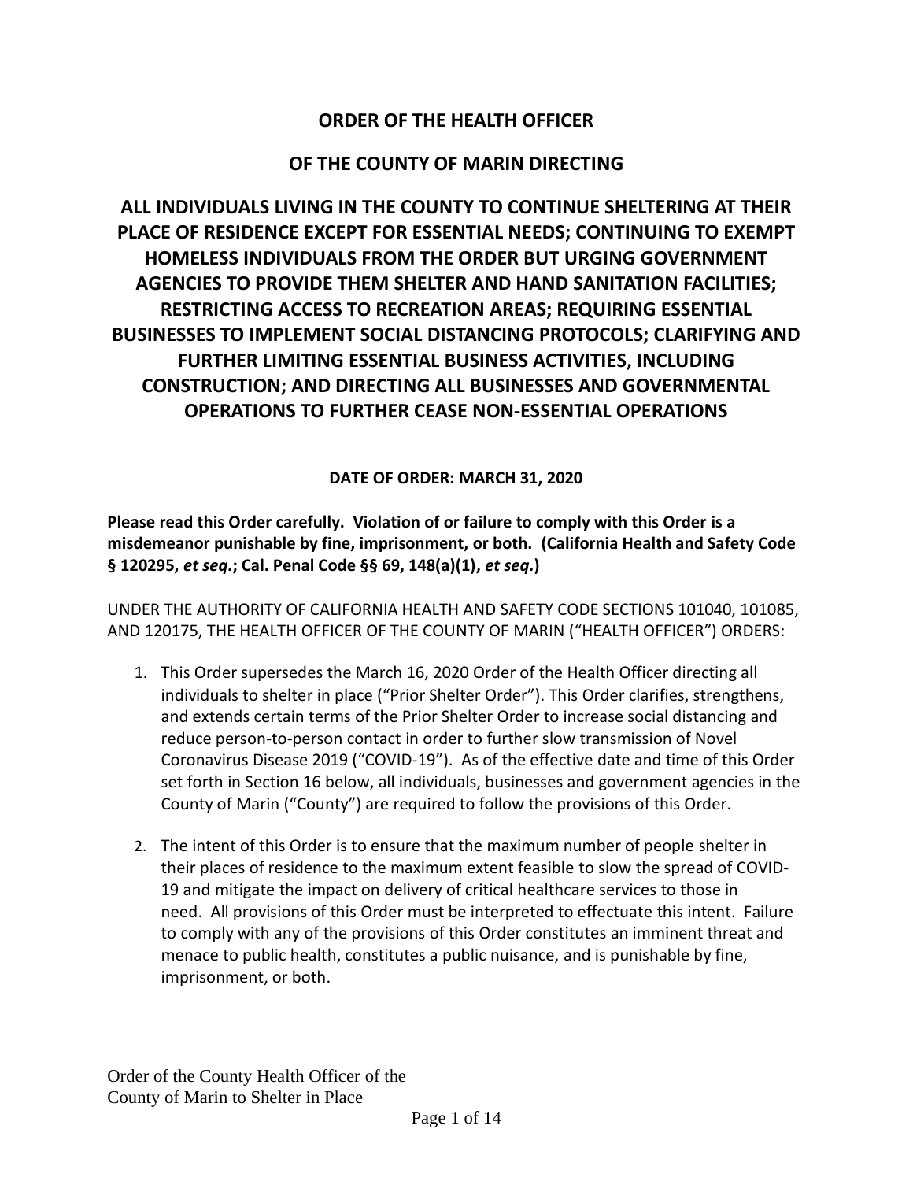# ORDER OF THE HEALTH OFFICER

# OF THE COUNTY OF MARIN DIRECTING

# ALL INDIVIDUALS LIVING IN THE COUNTY TO CONTINUE SHELTERING AT THEIR PLACE OF RESIDENCE EXCEPT FOR ESSENTIAL NEEDS; CONTINUING TO EXEMPT HOMELESS INDIVIDUALS FROM THE ORDER BUT URGING GOVERNMENT AGENCIES TO PROVIDE THEM SHELTER AND HAND SANITATION FACILITIES; RESTRICTING ACCESS TO RECREATION AREAS; REQUIRING ESSENTIAL BUSINESSES TO IMPLEMENT SOCIAL DISTANCING PROTOCOLS; CLARIFYING AND FURTHER LIMITING ESSENTIAL BUSINESS ACTIVITIES, INCLUDING CONSTRUCTION; AND DIRECTING ALL BUSINESSES AND GOVERNMENTAL OPERATIONS TO FURTHER CEASE NON-ESSENTIAL OPERATIONS

**DATE OF ORDER: MARCH 31, 2020**

**Please read this Order carefully. Violation of or failure to comply with this Order is a misdemeanor punishable by fine, imprisonment, or both. (California Health and Safety Code § 120295, *et seq.*; Cal. Penal Code §§ 69, 148(a)(1), *et seq.*)**

UNDER THE AUTHORITY OF CALIFORNIA HEALTH AND SAFETY CODE SECTIONS 101040, 101085, AND 120175, THE HEALTH OFFICER OF THE COUNTY OF MARIN ("HEALTH OFFICER") ORDERS:

1. This Order supersedes the March 16, 2020 Order of the Health Officer directing all individuals to shelter in place ("Prior Shelter Order"). This Order clarifies, strengthens, and extends certain terms of the Prior Shelter Order to increase social distancing and reduce person-to-person contact in order to further slow transmission of Novel Coronavirus Disease 2019 ("COVID-19"). As of the effective date and time of this Order set forth in Section 16 below, all individuals, businesses and government agencies in the County of Marin ("County") are required to follow the provisions of this Order.

2. The intent of this Order is to ensure that the maximum number of people shelter in their places of residence to the maximum extent feasible to slow the spread of COVID-19 and mitigate the impact on delivery of critical healthcare services to those in need. All provisions of this Order must be interpreted to effectuate this intent. Failure to comply with any of the provisions of this Order constitutes an imminent threat and menace to public health, constitutes a public nuisance, and is punishable by fine, imprisonment, or both.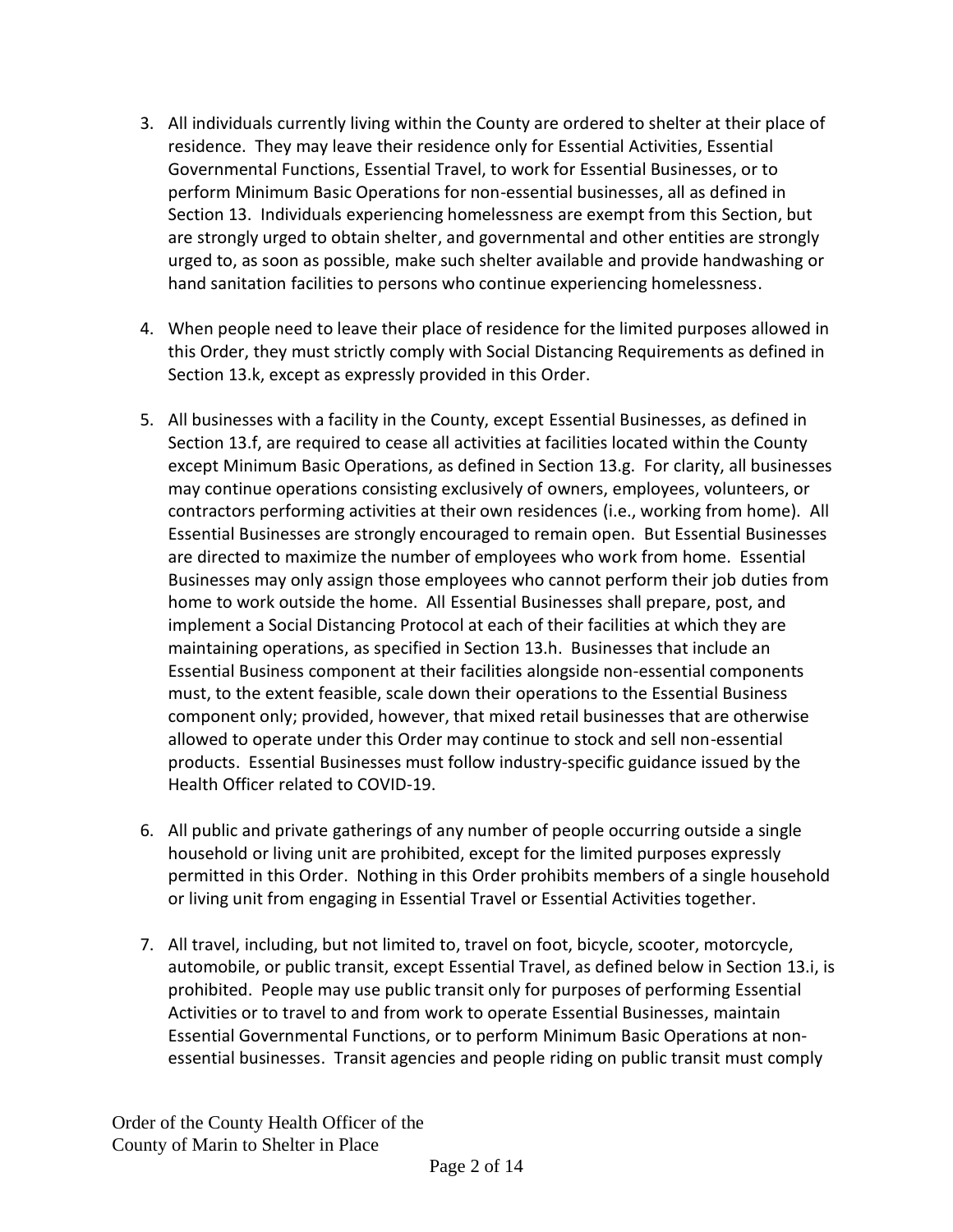3. All individuals currently living within the County are ordered to shelter at their place of residence. They may leave their residence only for Essential Activities, Essential Governmental Functions, Essential Travel, to work for Essential Businesses, or to perform Minimum Basic Operations for non-essential businesses, all as defined in Section 13. Individuals experiencing homelessness are exempt from this Section, but are strongly urged to obtain shelter, and governmental and other entities are strongly urged to, as soon as possible, make such shelter available and provide handwashing or hand sanitation facilities to persons who continue experiencing homelessness.

4. When people need to leave their place of residence for the limited purposes allowed in this Order, they must strictly comply with Social Distancing Requirements as defined in Section 13.k, except as expressly provided in this Order.

5. All businesses with a facility in the County, except Essential Businesses, as defined in Section 13.f, are required to cease all activities at facilities located within the County except Minimum Basic Operations, as defined in Section 13.g. For clarity, all businesses may continue operations consisting exclusively of owners, employees, volunteers, or contractors performing activities at their own residences (i.e., working from home). All Essential Businesses are strongly encouraged to remain open. But Essential Businesses are directed to maximize the number of employees who work from home. Essential Businesses may only assign those employees who cannot perform their job duties from home to work outside the home. All Essential Businesses shall prepare, post, and implement a Social Distancing Protocol at each of their facilities at which they are maintaining operations, as specified in Section 13.h. Businesses that include an Essential Business component at their facilities alongside non-essential components must, to the extent feasible, scale down their operations to the Essential Business component only; provided, however, that mixed retail businesses that are otherwise allowed to operate under this Order may continue to stock and sell non-essential products. Essential Businesses must follow industry-specific guidance issued by the Health Officer related to COVID-19.

6. All public and private gatherings of any number of people occurring outside a single household or living unit are prohibited, except for the limited purposes expressly permitted in this Order. Nothing in this Order prohibits members of a single household or living unit from engaging in Essential Travel or Essential Activities together.

7. All travel, including, but not limited to, travel on foot, bicycle, scooter, motorcycle, automobile, or public transit, except Essential Travel, as defined below in Section 13.i, is prohibited. People may use public transit only for purposes of performing Essential Activities or to travel to and from work to operate Essential Businesses, maintain Essential Governmental Functions, or to perform Minimum Basic Operations at non-essential businesses. Transit agencies and people riding on public transit must comply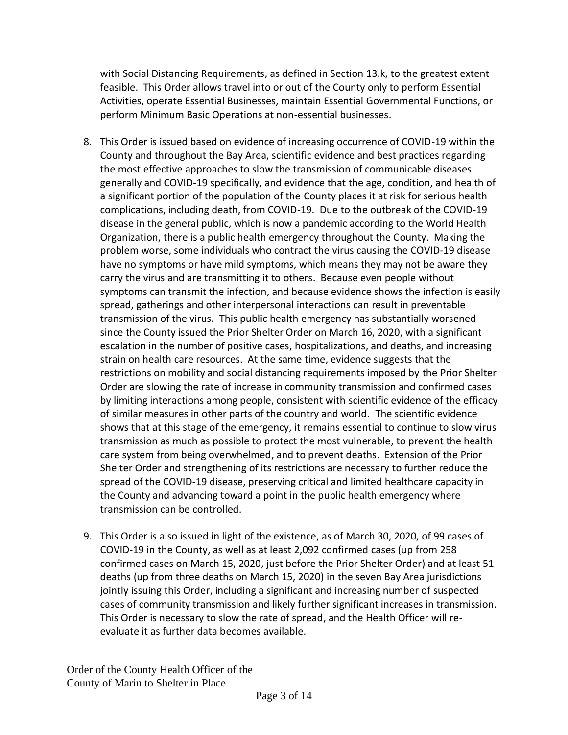with Social Distancing Requirements, as defined in Section 13.k, to the greatest extent feasible. This Order allows travel into or out of the County only to perform Essential Activities, operate Essential Businesses, maintain Essential Governmental Functions, or perform Minimum Basic Operations at non-essential businesses.

8. This Order is issued based on evidence of increasing occurrence of COVID-19 within the County and throughout the Bay Area, scientific evidence and best practices regarding the most effective approaches to slow the transmission of communicable diseases generally and COVID-19 specifically, and evidence that the age, condition, and health of a significant portion of the population of the County places it at risk for serious health complications, including death, from COVID-19. Due to the outbreak of the COVID-19 disease in the general public, which is now a pandemic according to the World Health Organization, there is a public health emergency throughout the County. Making the problem worse, some individuals who contract the virus causing the COVID-19 disease have no symptoms or have mild symptoms, which means they may not be aware they carry the virus and are transmitting it to others. Because even people without symptoms can transmit the infection, and because evidence shows the infection is easily spread, gatherings and other interpersonal interactions can result in preventable transmission of the virus. This public health emergency has substantially worsened since the County issued the Prior Shelter Order on March 16, 2020, with a significant escalation in the number of positive cases, hospitalizations, and deaths, and increasing strain on health care resources. At the same time, evidence suggests that the restrictions on mobility and social distancing requirements imposed by the Prior Shelter Order are slowing the rate of increase in community transmission and confirmed cases by limiting interactions among people, consistent with scientific evidence of the efficacy of similar measures in other parts of the country and world. The scientific evidence shows that at this stage of the emergency, it remains essential to continue to slow virus transmission as much as possible to protect the most vulnerable, to prevent the health care system from being overwhelmed, and to prevent deaths. Extension of the Prior Shelter Order and strengthening of its restrictions are necessary to further reduce the spread of the COVID-19 disease, preserving critical and limited healthcare capacity in the County and advancing toward a point in the public health emergency where transmission can be controlled.

9. This Order is also issued in light of the existence, as of March 30, 2020, of 99 cases of COVID-19 in the County, as well as at least 2,092 confirmed cases (up from 258 confirmed cases on March 15, 2020, just before the Prior Shelter Order) and at least 51 deaths (up from three deaths on March 15, 2020) in the seven Bay Area jurisdictions jointly issuing this Order, including a significant and increasing number of suspected cases of community transmission and likely further significant increases in transmission. This Order is necessary to slow the rate of spread, and the Health Officer will re-evaluate it as further data becomes available.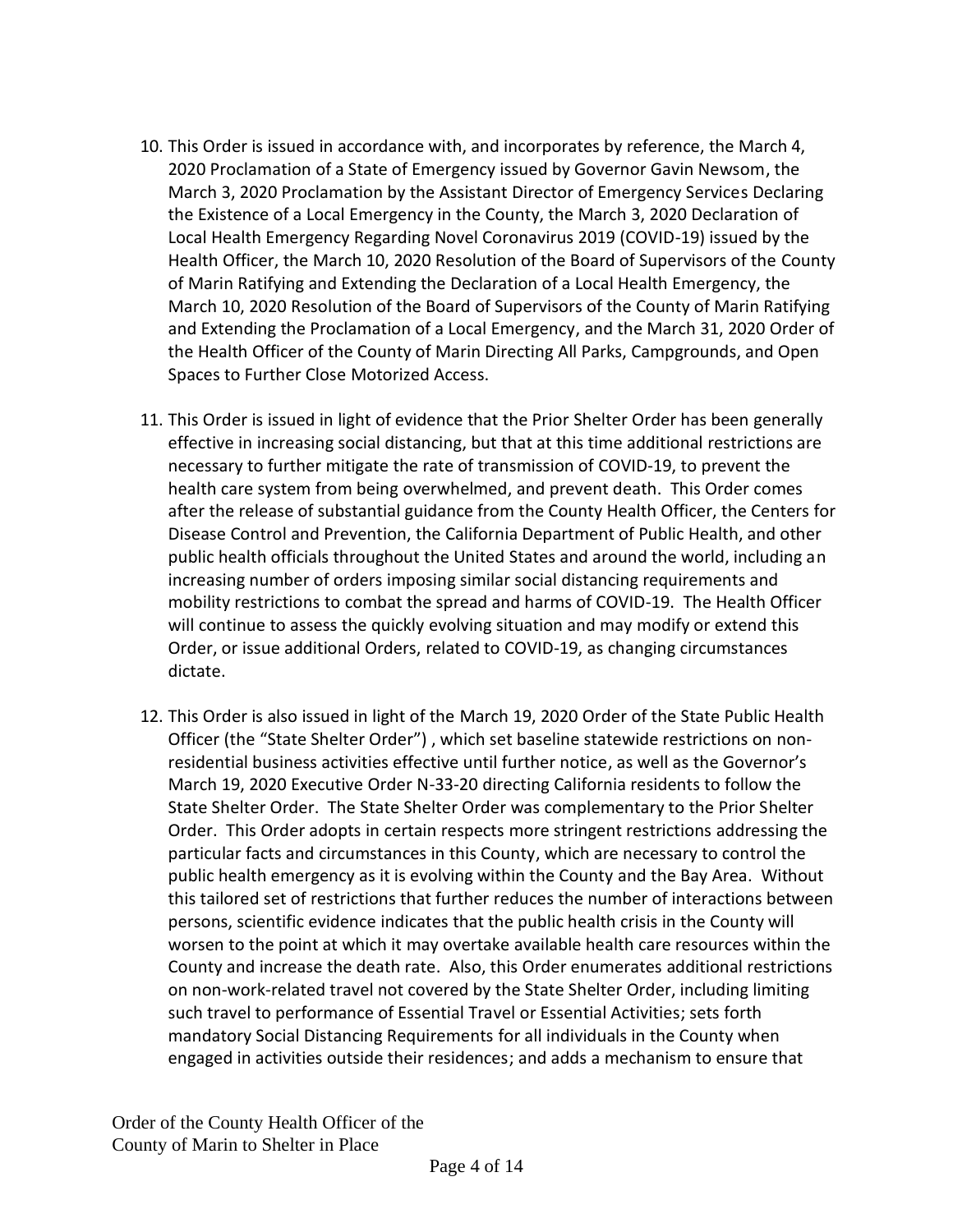10. This Order is issued in accordance with, and incorporates by reference, the March 4, 2020 Proclamation of a State of Emergency issued by Governor Gavin Newsom, the March 3, 2020 Proclamation by the Assistant Director of Emergency Services Declaring the Existence of a Local Emergency in the County, the March 3, 2020 Declaration of Local Health Emergency Regarding Novel Coronavirus 2019 (COVID-19) issued by the Health Officer, the March 10, 2020 Resolution of the Board of Supervisors of the County of Marin Ratifying and Extending the Declaration of a Local Health Emergency, the March 10, 2020 Resolution of the Board of Supervisors of the County of Marin Ratifying and Extending the Proclamation of a Local Emergency, and the March 31, 2020 Order of the Health Officer of the County of Marin Directing All Parks, Campgrounds, and Open Spaces to Further Close Motorized Access.

11. This Order is issued in light of evidence that the Prior Shelter Order has been generally effective in increasing social distancing, but that at this time additional restrictions are necessary to further mitigate the rate of transmission of COVID-19, to prevent the health care system from being overwhelmed, and prevent death. This Order comes after the release of substantial guidance from the County Health Officer, the Centers for Disease Control and Prevention, the California Department of Public Health, and other public health officials throughout the United States and around the world, including an increasing number of orders imposing similar social distancing requirements and mobility restrictions to combat the spread and harms of COVID-19. The Health Officer will continue to assess the quickly evolving situation and may modify or extend this Order, or issue additional Orders, related to COVID-19, as changing circumstances dictate.

12. This Order is also issued in light of the March 19, 2020 Order of the State Public Health Officer (the "State Shelter Order") , which set baseline statewide restrictions on non-residential business activities effective until further notice, as well as the Governor's March 19, 2020 Executive Order N-33-20 directing California residents to follow the State Shelter Order. The State Shelter Order was complementary to the Prior Shelter Order. This Order adopts in certain respects more stringent restrictions addressing the particular facts and circumstances in this County, which are necessary to control the public health emergency as it is evolving within the County and the Bay Area. Without this tailored set of restrictions that further reduces the number of interactions between persons, scientific evidence indicates that the public health crisis in the County will worsen to the point at which it may overtake available health care resources within the County and increase the death rate. Also, this Order enumerates additional restrictions on non-work-related travel not covered by the State Shelter Order, including limiting such travel to performance of Essential Travel or Essential Activities; sets forth mandatory Social Distancing Requirements for all individuals in the County when engaged in activities outside their residences; and adds a mechanism to ensure that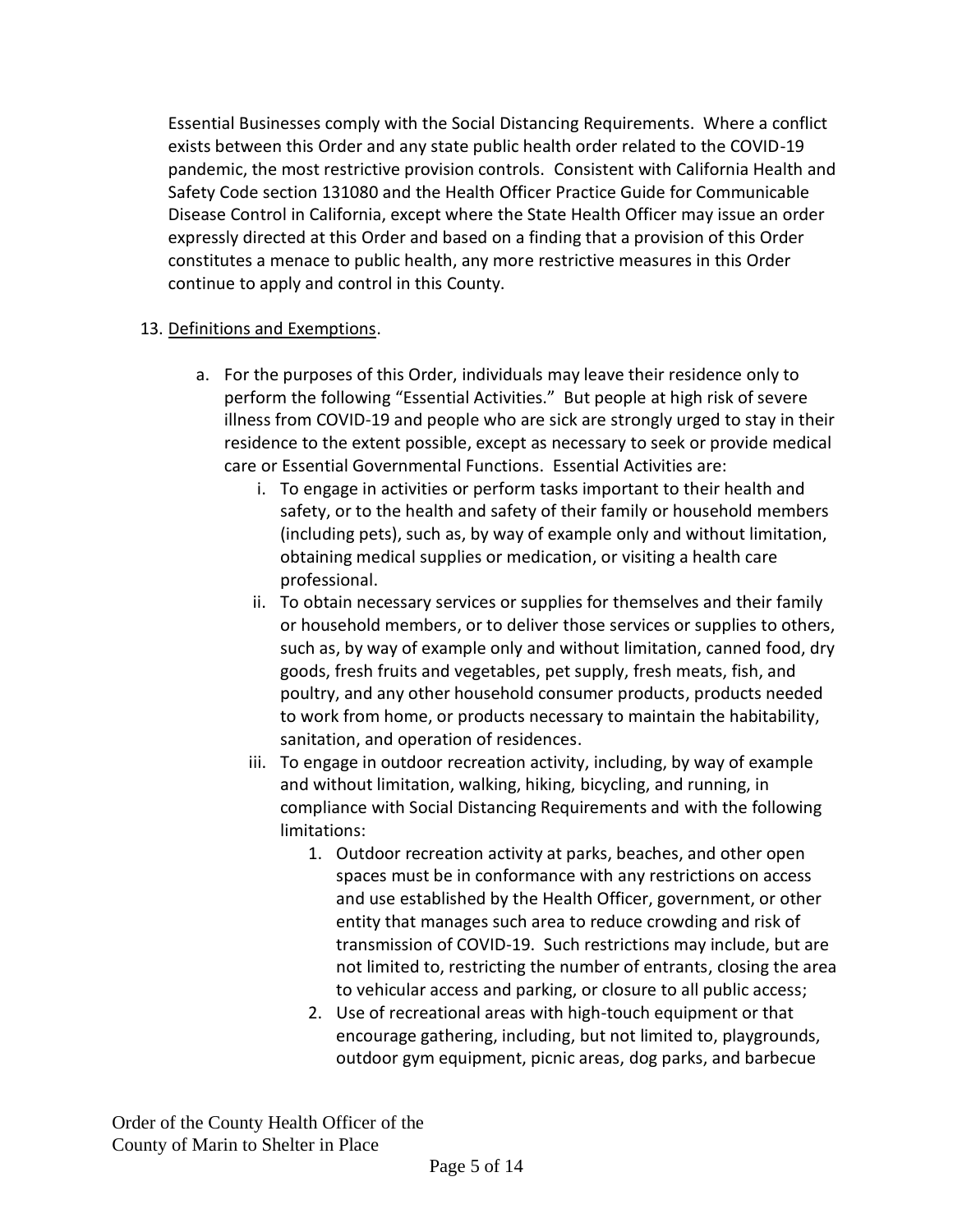Essential Businesses comply with the Social Distancing Requirements. Where a conflict exists between this Order and any state public health order related to the COVID-19 pandemic, the most restrictive provision controls. Consistent with California Health and Safety Code section 131080 and the Health Officer Practice Guide for Communicable Disease Control in California, except where the State Health Officer may issue an order expressly directed at this Order and based on a finding that a provision of this Order constitutes a menace to public health, any more restrictive measures in this Order continue to apply and control in this County.

13. Definitions and Exemptions.

    a. For the purposes of this Order, individuals may leave their residence only to perform the following "Essential Activities." But people at high risk of severe illness from COVID-19 and people who are sick are strongly urged to stay in their residence to the extent possible, except as necessary to seek or provide medical care or Essential Governmental Functions. Essential Activities are:

        i. To engage in activities or perform tasks important to their health and safety, or to the health and safety of their family or household members (including pets), such as, by way of example only and without limitation, obtaining medical supplies or medication, or visiting a health care professional.

        ii. To obtain necessary services or supplies for themselves and their family or household members, or to deliver those services or supplies to others, such as, by way of example only and without limitation, canned food, dry goods, fresh fruits and vegetables, pet supply, fresh meats, fish, and poultry, and any other household consumer products, products needed to work from home, or products necessary to maintain the habitability, sanitation, and operation of residences.

        iii. To engage in outdoor recreation activity, including, by way of example and without limitation, walking, hiking, bicycling, and running, in compliance with Social Distancing Requirements and with the following limitations:

            1. Outdoor recreation activity at parks, beaches, and other open spaces must be in conformance with any restrictions on access and use established by the Health Officer, government, or other entity that manages such area to reduce crowding and risk of transmission of COVID-19. Such restrictions may include, but are not limited to, restricting the number of entrants, closing the area to vehicular access and parking, or closure to all public access;

            2. Use of recreational areas with high-touch equipment or that encourage gathering, including, but not limited to, playgrounds, outdoor gym equipment, picnic areas, dog parks, and barbecue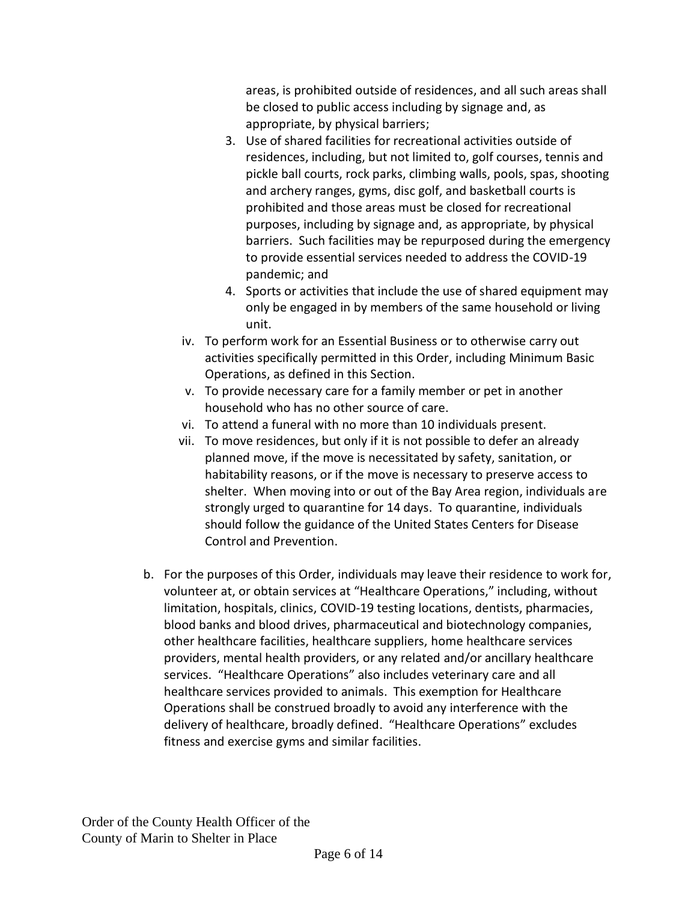areas, is prohibited outside of residences, and all such areas shall be closed to public access including by signage and, as appropriate, by physical barriers;

3. Use of shared facilities for recreational activities outside of residences, including, but not limited to, golf courses, tennis and pickle ball courts, rock parks, climbing walls, pools, spas, shooting and archery ranges, gyms, disc golf, and basketball courts is prohibited and those areas must be closed for recreational purposes, including by signage and, as appropriate, by physical barriers. Such facilities may be repurposed during the emergency to provide essential services needed to address the COVID-19 pandemic; and
4. Sports or activities that include the use of shared equipment may only be engaged in by members of the same household or living unit.

iv. To perform work for an Essential Business or to otherwise carry out activities specifically permitted in this Order, including Minimum Basic Operations, as defined in this Section.

v. To provide necessary care for a family member or pet in another household who has no other source of care.

vi. To attend a funeral with no more than 10 individuals present.

vii. To move residences, but only if it is not possible to defer an already planned move, if the move is necessitated by safety, sanitation, or habitability reasons, or if the move is necessary to preserve access to shelter. When moving into or out of the Bay Area region, individuals are strongly urged to quarantine for 14 days. To quarantine, individuals should follow the guidance of the United States Centers for Disease Control and Prevention.

b. For the purposes of this Order, individuals may leave their residence to work for, volunteer at, or obtain services at "Healthcare Operations," including, without limitation, hospitals, clinics, COVID-19 testing locations, dentists, pharmacies, blood banks and blood drives, pharmaceutical and biotechnology companies, other healthcare facilities, healthcare suppliers, home healthcare services providers, mental health providers, or any related and/or ancillary healthcare services. "Healthcare Operations" also includes veterinary care and all healthcare services provided to animals. This exemption for Healthcare Operations shall be construed broadly to avoid any interference with the delivery of healthcare, broadly defined. "Healthcare Operations" excludes fitness and exercise gyms and similar facilities.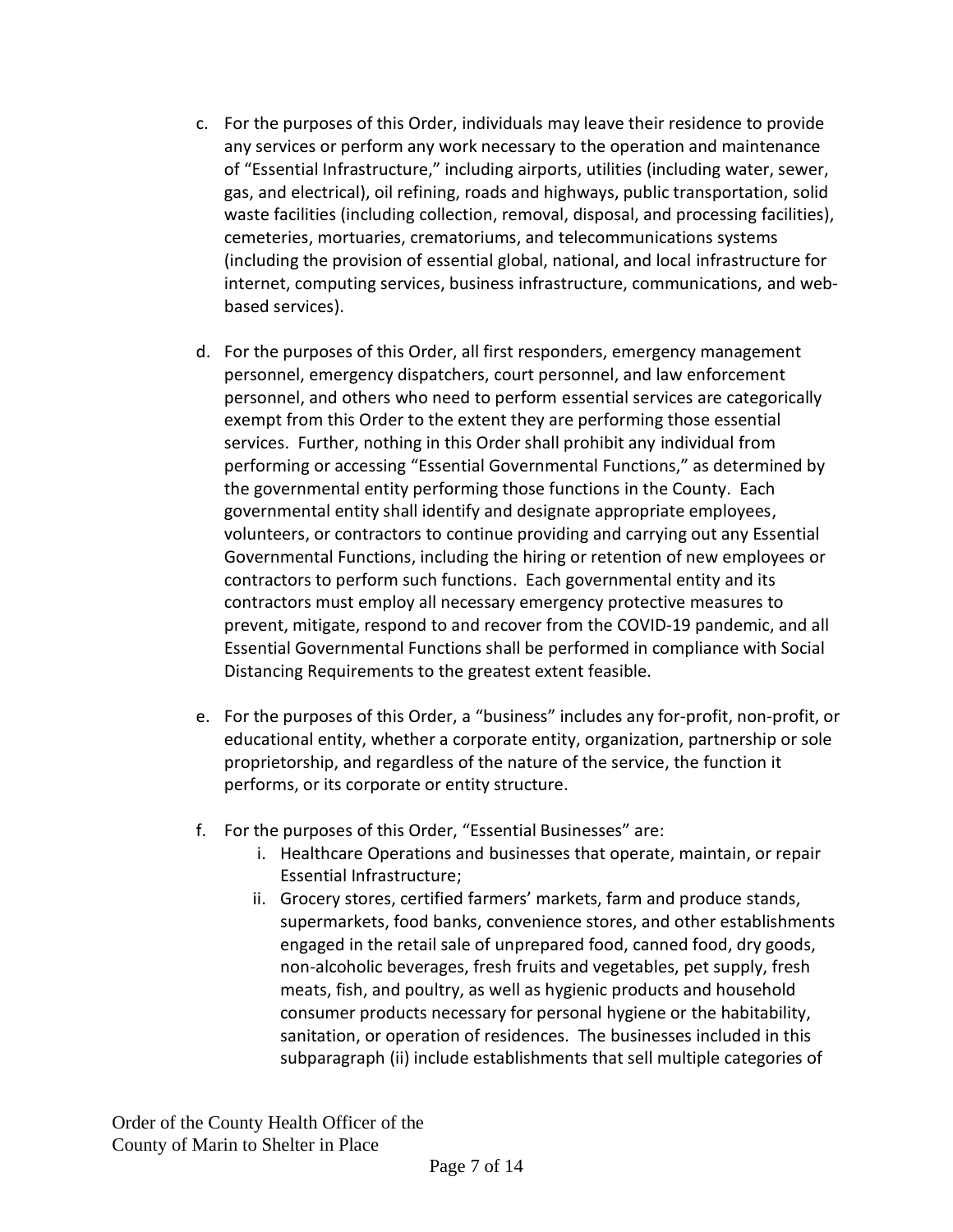c. For the purposes of this Order, individuals may leave their residence to provide any services or perform any work necessary to the operation and maintenance of "Essential Infrastructure," including airports, utilities (including water, sewer, gas, and electrical), oil refining, roads and highways, public transportation, solid waste facilities (including collection, removal, disposal, and processing facilities), cemeteries, mortuaries, crematoriums, and telecommunications systems (including the provision of essential global, national, and local infrastructure for internet, computing services, business infrastructure, communications, and web-based services).

d. For the purposes of this Order, all first responders, emergency management personnel, emergency dispatchers, court personnel, and law enforcement personnel, and others who need to perform essential services are categorically exempt from this Order to the extent they are performing those essential services. Further, nothing in this Order shall prohibit any individual from performing or accessing "Essential Governmental Functions," as determined by the governmental entity performing those functions in the County. Each governmental entity shall identify and designate appropriate employees, volunteers, or contractors to continue providing and carrying out any Essential Governmental Functions, including the hiring or retention of new employees or contractors to perform such functions. Each governmental entity and its contractors must employ all necessary emergency protective measures to prevent, mitigate, respond to and recover from the COVID-19 pandemic, and all Essential Governmental Functions shall be performed in compliance with Social Distancing Requirements to the greatest extent feasible.

e. For the purposes of this Order, a "business" includes any for-profit, non-profit, or educational entity, whether a corporate entity, organization, partnership or sole proprietorship, and regardless of the nature of the service, the function it performs, or its corporate or entity structure.

f. For the purposes of this Order, "Essential Businesses" are:

    i. Healthcare Operations and businesses that operate, maintain, or repair Essential Infrastructure;

    ii. Grocery stores, certified farmers' markets, farm and produce stands, supermarkets, food banks, convenience stores, and other establishments engaged in the retail sale of unprepared food, canned food, dry goods, non-alcoholic beverages, fresh fruits and vegetables, pet supply, fresh meats, fish, and poultry, as well as hygienic products and household consumer products necessary for personal hygiene or the habitability, sanitation, or operation of residences. The businesses included in this subparagraph (ii) include establishments that sell multiple categories of

Order of the County Health Officer of the County of Marin to Shelter in Place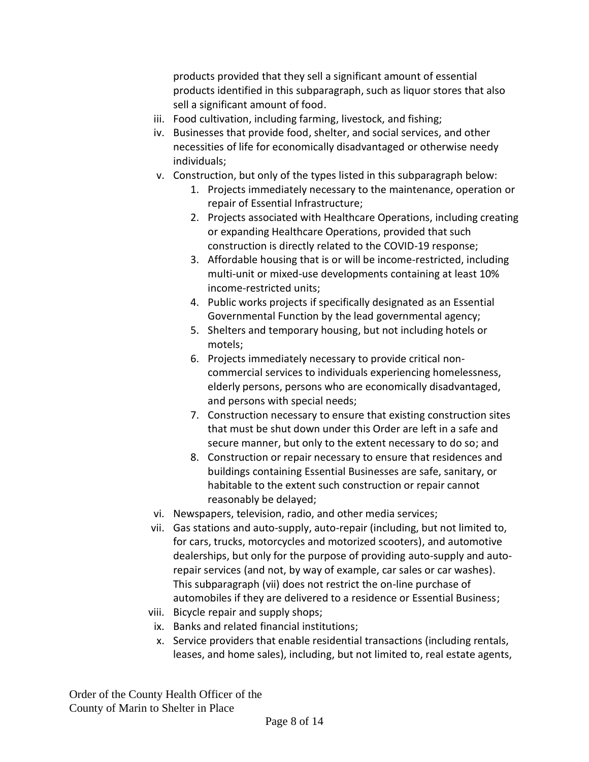products provided that they sell a significant amount of essential products identified in this subparagraph, such as liquor stores that also sell a significant amount of food.

iii. Food cultivation, including farming, livestock, and fishing;

iv. Businesses that provide food, shelter, and social services, and other necessities of life for economically disadvantaged or otherwise needy individuals;

v. Construction, but only of the types listed in this subparagraph below:

  1. Projects immediately necessary to the maintenance, operation or repair of Essential Infrastructure;
  2. Projects associated with Healthcare Operations, including creating or expanding Healthcare Operations, provided that such construction is directly related to the COVID-19 response;
  3. Affordable housing that is or will be income-restricted, including multi-unit or mixed-use developments containing at least 10% income-restricted units;
  4. Public works projects if specifically designated as an Essential Governmental Function by the lead governmental agency;
  5. Shelters and temporary housing, but not including hotels or motels;
  6. Projects immediately necessary to provide critical non-commercial services to individuals experiencing homelessness, elderly persons, persons who are economically disadvantaged, and persons with special needs;
  7. Construction necessary to ensure that existing construction sites that must be shut down under this Order are left in a safe and secure manner, but only to the extent necessary to do so; and
  8. Construction or repair necessary to ensure that residences and buildings containing Essential Businesses are safe, sanitary, or habitable to the extent such construction or repair cannot reasonably be delayed;

vi. Newspapers, television, radio, and other media services;

vii. Gas stations and auto-supply, auto-repair (including, but not limited to, for cars, trucks, motorcycles and motorized scooters), and automotive dealerships, but only for the purpose of providing auto-supply and auto-repair services (and not, by way of example, car sales or car washes). This subparagraph (vii) does not restrict the on-line purchase of automobiles if they are delivered to a residence or Essential Business;

viii. Bicycle repair and supply shops;

ix. Banks and related financial institutions;

x. Service providers that enable residential transactions (including rentals, leases, and home sales), including, but not limited to, real estate agents,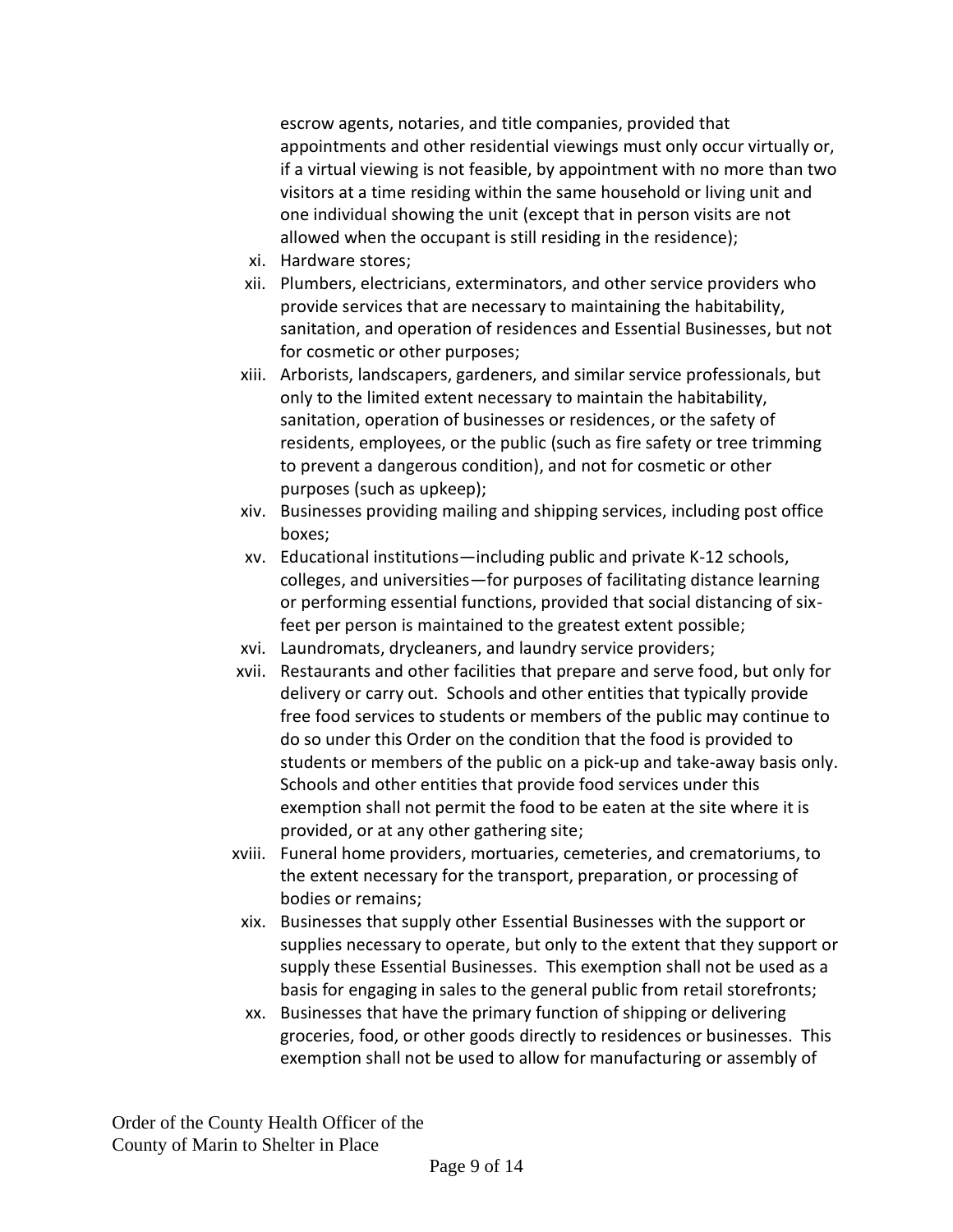escrow agents, notaries, and title companies, provided that appointments and other residential viewings must only occur virtually or, if a virtual viewing is not feasible, by appointment with no more than two visitors at a time residing within the same household or living unit and one individual showing the unit (except that in person visits are not allowed when the occupant is still residing in the residence);

xi. Hardware stores;

xii. Plumbers, electricians, exterminators, and other service providers who provide services that are necessary to maintaining the habitability, sanitation, and operation of residences and Essential Businesses, but not for cosmetic or other purposes;

xiii. Arborists, landscapers, gardeners, and similar service professionals, but only to the limited extent necessary to maintain the habitability, sanitation, operation of businesses or residences, or the safety of residents, employees, or the public (such as fire safety or tree trimming to prevent a dangerous condition), and not for cosmetic or other purposes (such as upkeep);

xiv. Businesses providing mailing and shipping services, including post office boxes;

xv. Educational institutions—including public and private K-12 schools, colleges, and universities—for purposes of facilitating distance learning or performing essential functions, provided that social distancing of six-feet per person is maintained to the greatest extent possible;

xvi. Laundromats, drycleaners, and laundry service providers;

xvii. Restaurants and other facilities that prepare and serve food, but only for delivery or carry out. Schools and other entities that typically provide free food services to students or members of the public may continue to do so under this Order on the condition that the food is provided to students or members of the public on a pick-up and take-away basis only. Schools and other entities that provide food services under this exemption shall not permit the food to be eaten at the site where it is provided, or at any other gathering site;

xviii. Funeral home providers, mortuaries, cemeteries, and crematoriums, to the extent necessary for the transport, preparation, or processing of bodies or remains;

xix. Businesses that supply other Essential Businesses with the support or supplies necessary to operate, but only to the extent that they support or supply these Essential Businesses. This exemption shall not be used as a basis for engaging in sales to the general public from retail storefronts;

xx. Businesses that have the primary function of shipping or delivering groceries, food, or other goods directly to residences or businesses. This exemption shall not be used to allow for manufacturing or assembly of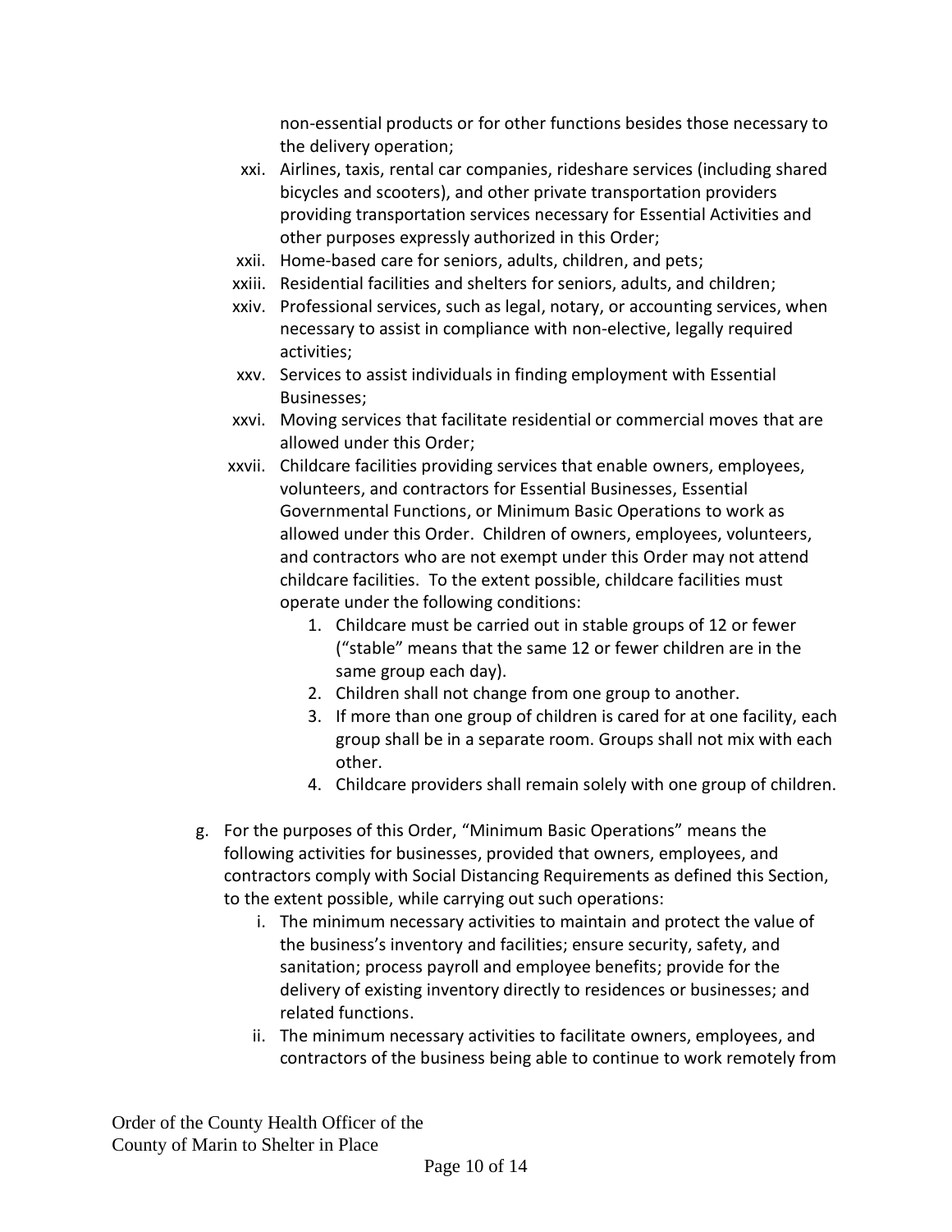non-essential products or for other functions besides those necessary to the delivery operation;

xxi. Airlines, taxis, rental car companies, rideshare services (including shared bicycles and scooters), and other private transportation providers providing transportation services necessary for Essential Activities and other purposes expressly authorized in this Order;

xxii. Home-based care for seniors, adults, children, and pets;

xxiii. Residential facilities and shelters for seniors, adults, and children;

xxiv. Professional services, such as legal, notary, or accounting services, when necessary to assist in compliance with non-elective, legally required activities;

xxv. Services to assist individuals in finding employment with Essential Businesses;

xxvi. Moving services that facilitate residential or commercial moves that are allowed under this Order;

xxvii. Childcare facilities providing services that enable owners, employees, volunteers, and contractors for Essential Businesses, Essential Governmental Functions, or Minimum Basic Operations to work as allowed under this Order. Children of owners, employees, volunteers, and contractors who are not exempt under this Order may not attend childcare facilities. To the extent possible, childcare facilities must operate under the following conditions:

1. Childcare must be carried out in stable groups of 12 or fewer ("stable" means that the same 12 or fewer children are in the same group each day).
2. Children shall not change from one group to another.
3. If more than one group of children is cared for at one facility, each group shall be in a separate room. Groups shall not mix with each other.
4. Childcare providers shall remain solely with one group of children.

g. For the purposes of this Order, "Minimum Basic Operations" means the following activities for businesses, provided that owners, employees, and contractors comply with Social Distancing Requirements as defined this Section, to the extent possible, while carrying out such operations:

i. The minimum necessary activities to maintain and protect the value of the business's inventory and facilities; ensure security, safety, and sanitation; process payroll and employee benefits; provide for the delivery of existing inventory directly to residences or businesses; and related functions.

ii. The minimum necessary activities to facilitate owners, employees, and contractors of the business being able to continue to work remotely from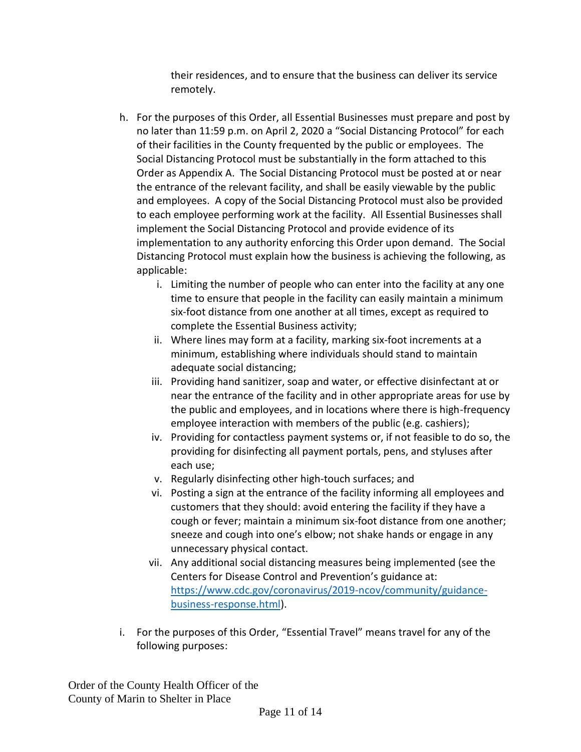their residences, and to ensure that the business can deliver its service remotely.

h. For the purposes of this Order, all Essential Businesses must prepare and post by no later than 11:59 p.m. on April 2, 2020 a "Social Distancing Protocol" for each of their facilities in the County frequented by the public or employees. The Social Distancing Protocol must be substantially in the form attached to this Order as Appendix A. The Social Distancing Protocol must be posted at or near the entrance of the relevant facility, and shall be easily viewable by the public and employees. A copy of the Social Distancing Protocol must also be provided to each employee performing work at the facility. All Essential Businesses shall implement the Social Distancing Protocol and provide evidence of its implementation to any authority enforcing this Order upon demand. The Social Distancing Protocol must explain how the business is achieving the following, as applicable:

   i. Limiting the number of people who can enter into the facility at any one time to ensure that people in the facility can easily maintain a minimum six-foot distance from one another at all times, except as required to complete the Essential Business activity;
   ii. Where lines may form at a facility, marking six-foot increments at a minimum, establishing where individuals should stand to maintain adequate social distancing;
   iii. Providing hand sanitizer, soap and water, or effective disinfectant at or near the entrance of the facility and in other appropriate areas for use by the public and employees, and in locations where there is high-frequency employee interaction with members of the public (e.g. cashiers);
   iv. Providing for contactless payment systems or, if not feasible to do so, the providing for disinfecting all payment portals, pens, and styluses after each use;
   v. Regularly disinfecting other high-touch surfaces; and
   vi. Posting a sign at the entrance of the facility informing all employees and customers that they should: avoid entering the facility if they have a cough or fever; maintain a minimum six-foot distance from one another; sneeze and cough into one's elbow; not shake hands or engage in any unnecessary physical contact.
   vii. Any additional social distancing measures being implemented (see the Centers for Disease Control and Prevention's guidance at: https://www.cdc.gov/coronavirus/2019-ncov/community/guidance-business-response.html).

i. For the purposes of this Order, "Essential Travel" means travel for any of the following purposes: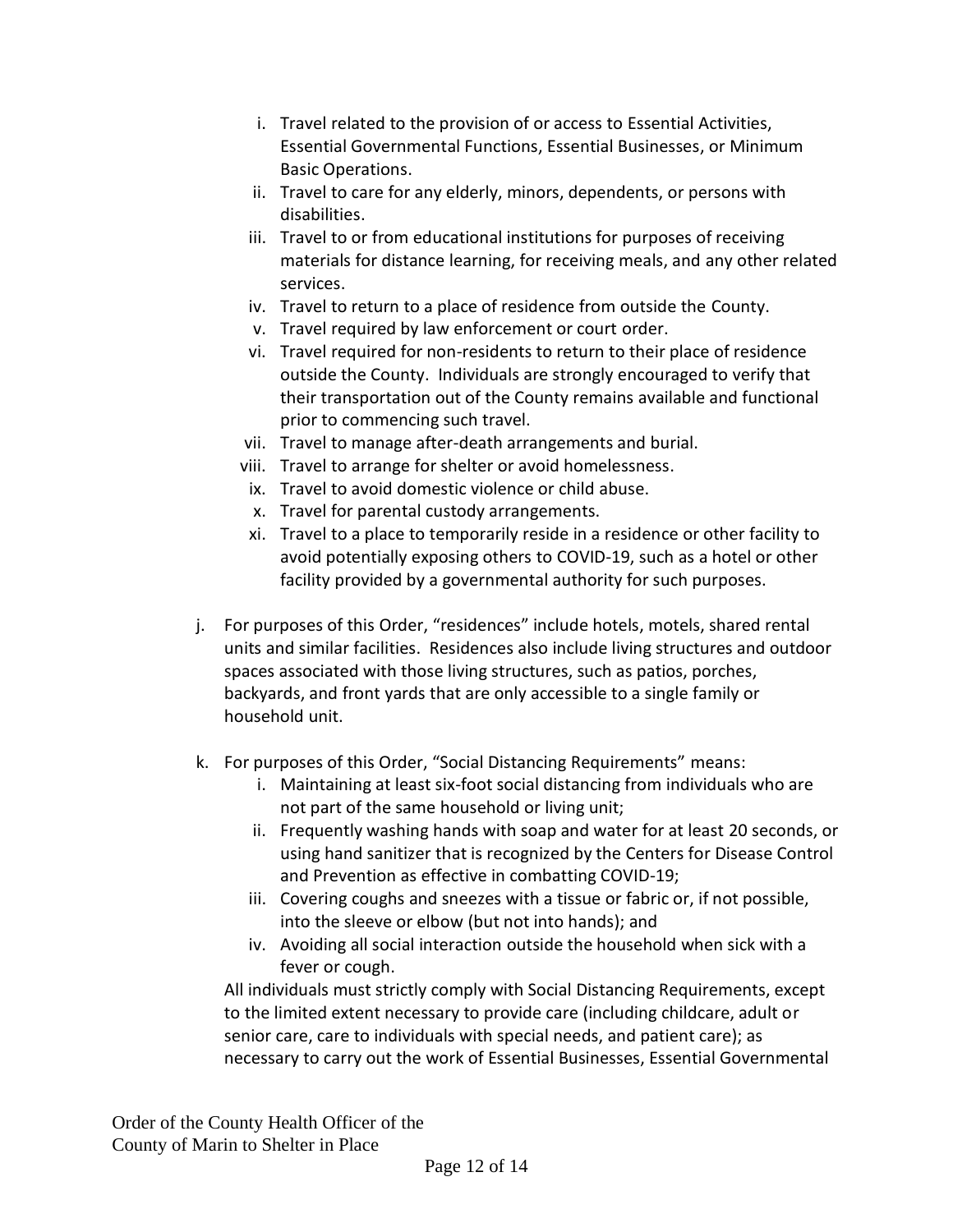i. Travel related to the provision of or access to Essential Activities, Essential Governmental Functions, Essential Businesses, or Minimum Basic Operations.
ii. Travel to care for any elderly, minors, dependents, or persons with disabilities.
iii. Travel to or from educational institutions for purposes of receiving materials for distance learning, for receiving meals, and any other related services.
iv. Travel to return to a place of residence from outside the County.
v. Travel required by law enforcement or court order.
vi. Travel required for non-residents to return to their place of residence outside the County. Individuals are strongly encouraged to verify that their transportation out of the County remains available and functional prior to commencing such travel.
vii. Travel to manage after-death arrangements and burial.
viii. Travel to arrange for shelter or avoid homelessness.
ix. Travel to avoid domestic violence or child abuse.
x. Travel for parental custody arrangements.
xi. Travel to a place to temporarily reside in a residence or other facility to avoid potentially exposing others to COVID-19, such as a hotel or other facility provided by a governmental authority for such purposes.

j. For purposes of this Order, "residences" include hotels, motels, shared rental units and similar facilities. Residences also include living structures and outdoor spaces associated with those living structures, such as patios, porches, backyards, and front yards that are only accessible to a single family or household unit.

k. For purposes of this Order, "Social Distancing Requirements" means:
   i. Maintaining at least six-foot social distancing from individuals who are not part of the same household or living unit;
   ii. Frequently washing hands with soap and water for at least 20 seconds, or using hand sanitizer that is recognized by the Centers for Disease Control and Prevention as effective in combatting COVID-19;
   iii. Covering coughs and sneezes with a tissue or fabric or, if not possible, into the sleeve or elbow (but not into hands); and
   iv. Avoiding all social interaction outside the household when sick with a fever or cough.

   All individuals must strictly comply with Social Distancing Requirements, except to the limited extent necessary to provide care (including childcare, adult or senior care, care to individuals with special needs, and patient care); as necessary to carry out the work of Essential Businesses, Essential Governmental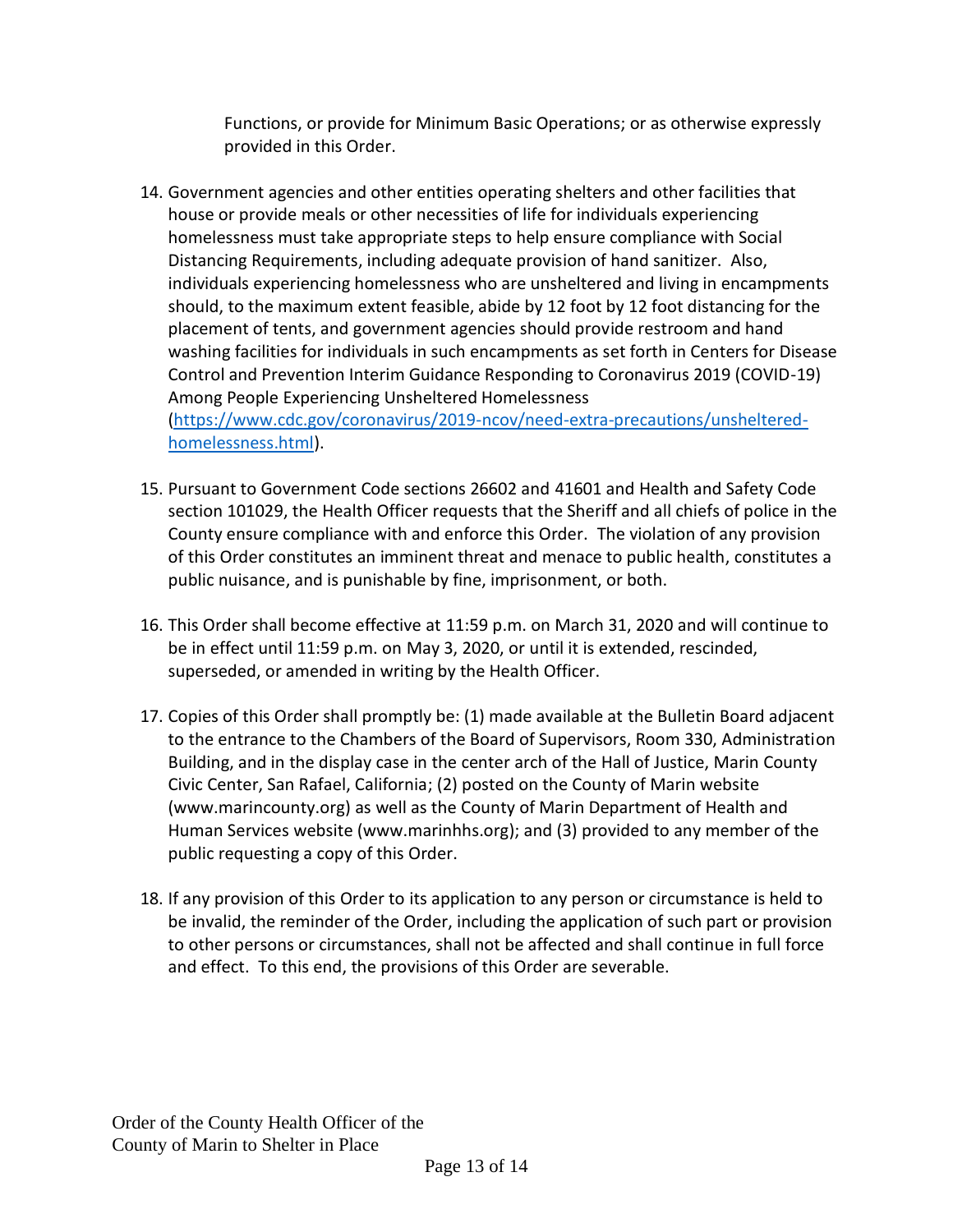Functions, or provide for Minimum Basic Operations; or as otherwise expressly provided in this Order.

14. Government agencies and other entities operating shelters and other facilities that house or provide meals or other necessities of life for individuals experiencing homelessness must take appropriate steps to help ensure compliance with Social Distancing Requirements, including adequate provision of hand sanitizer. Also, individuals experiencing homelessness who are unsheltered and living in encampments should, to the maximum extent feasible, abide by 12 foot by 12 foot distancing for the placement of tents, and government agencies should provide restroom and hand washing facilities for individuals in such encampments as set forth in Centers for Disease Control and Prevention Interim Guidance Responding to Coronavirus 2019 (COVID-19) Among People Experiencing Unsheltered Homelessness ([https://www.cdc.gov/coronavirus/2019-ncov/need-extra-precautions/unsheltered-homelessness.html](https://www.cdc.gov/coronavirus/2019-ncov/need-extra-precautions/unsheltered-homelessness.html)).

15. Pursuant to Government Code sections 26602 and 41601 and Health and Safety Code section 101029, the Health Officer requests that the Sheriff and all chiefs of police in the County ensure compliance with and enforce this Order. The violation of any provision of this Order constitutes an imminent threat and menace to public health, constitutes a public nuisance, and is punishable by fine, imprisonment, or both.

16. This Order shall become effective at 11:59 p.m. on March 31, 2020 and will continue to be in effect until 11:59 p.m. on May 3, 2020, or until it is extended, rescinded, superseded, or amended in writing by the Health Officer.

17. Copies of this Order shall promptly be: (1) made available at the Bulletin Board adjacent to the entrance to the Chambers of the Board of Supervisors, Room 330, Administration Building, and in the display case in the center arch of the Hall of Justice, Marin County Civic Center, San Rafael, California; (2) posted on the County of Marin website (www.marincounty.org) as well as the County of Marin Department of Health and Human Services website (www.marinhhs.org); and (3) provided to any member of the public requesting a copy of this Order.

18. If any provision of this Order to its application to any person or circumstance is held to be invalid, the reminder of the Order, including the application of such part or provision to other persons or circumstances, shall not be affected and shall continue in full force and effect. To this end, the provisions of this Order are severable.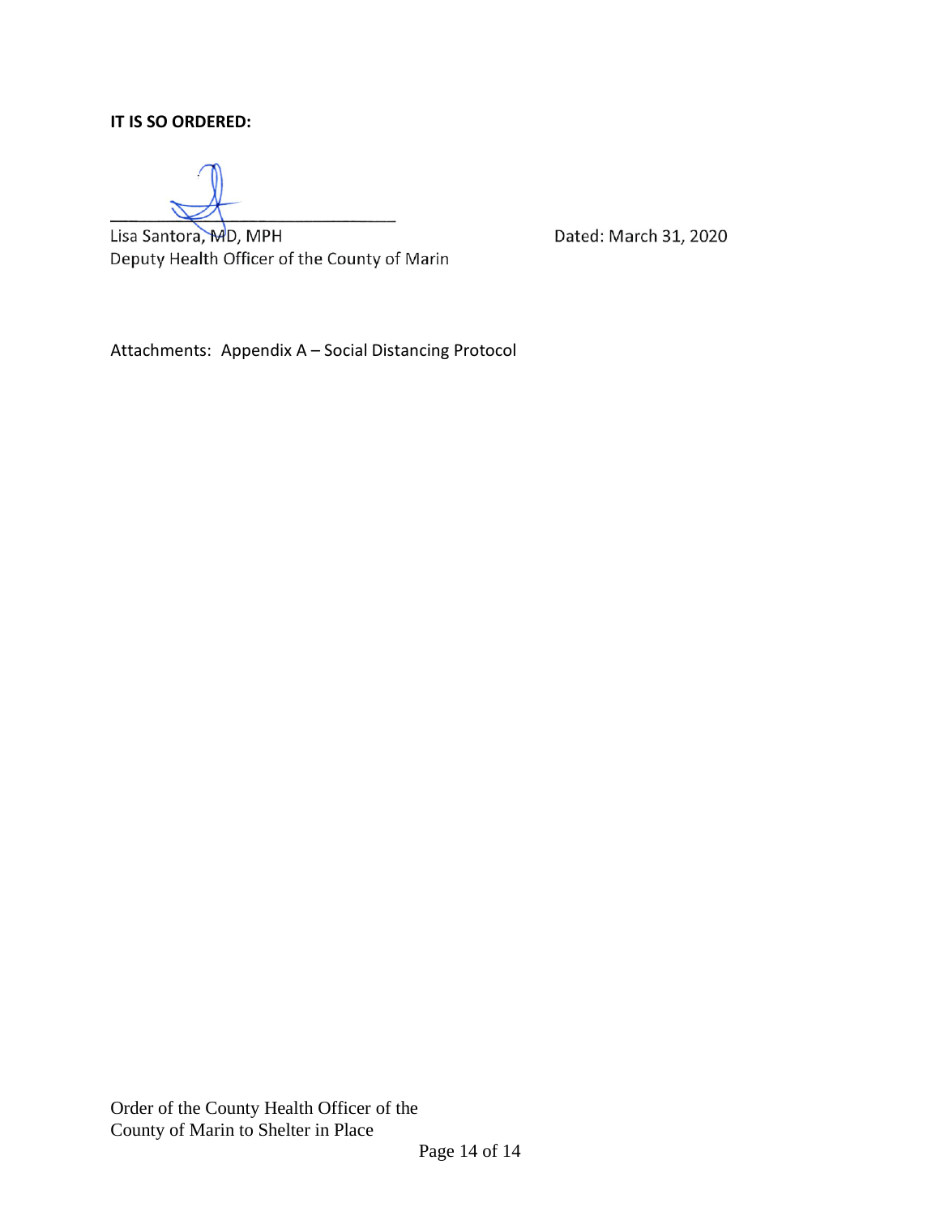**IT IS SO ORDERED:**

\_\_\_\_\_\_\_\_\_\_\_\_\_\_\_\_\_\_\_\_\_\_\_\_\_\_\_\_\_\_\_\_\_\_

Lisa Santora, MD, MPH
Deputy Health Officer of the County of Marin

Dated: March 31, 2020

Attachments: Appendix A – Social Distancing Protocol